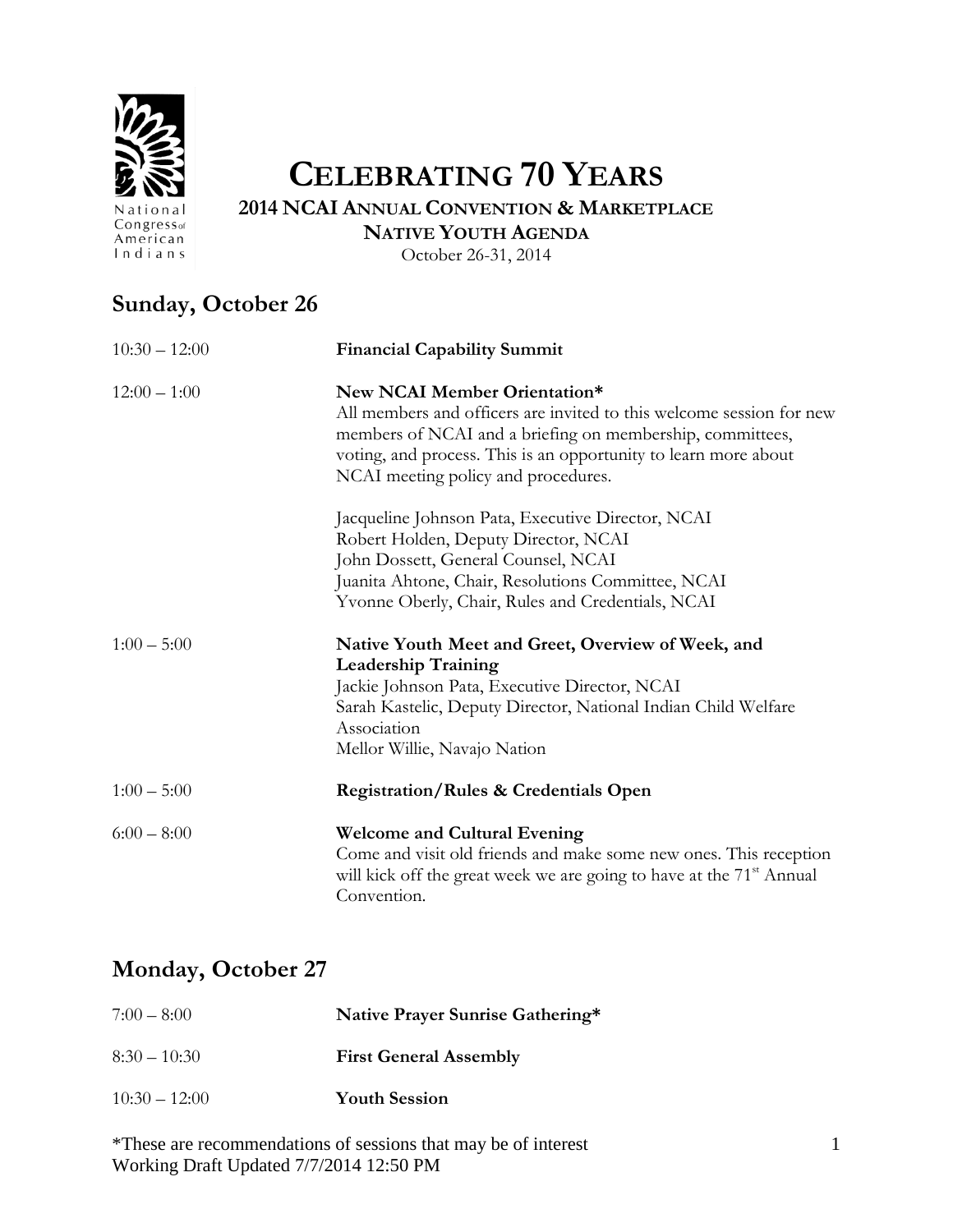National Congress of American Indians

# CELEBRATING 70 YEARS

## 2014 NCAI ANNUAL CONVENTION & MARKETPLACE

## NATIVE YOUTH AGENDA

October 26-31, 2014

## Sunday, October 26

10:30 – 12:00 **Financial Capability Summit**

12:00 – 1:00 **New NCAI Member Orientation***

All members and officers are invited to this welcome session for new members of NCAI and a briefing on membership, committees, voting, and process. This is an opportunity to learn more about NCAI meeting policy and procedures.

Jacqueline Johnson Pata, Executive Director, NCAI
Robert Holden, Deputy Director, NCAI
John Dossett, General Counsel, NCAI
Juanita Ahtone, Chair, Resolutions Committee, NCAI
Yvonne Oberly, Chair, Rules and Credentials, NCAI

1:00 – 5:00 **Native Youth Meet and Greet, Overview of Week, and Leadership Training**

Jackie Johnson Pata, Executive Director, NCAI
Sarah Kastelic, Deputy Director, National Indian Child Welfare Association
Mellor Willie, Navajo Nation

1:00 – 5:00 **Registration/Rules & Credentials Open**

6:00 – 8:00 **Welcome and Cultural Evening**

Come and visit old friends and make some new ones. This reception will kick off the great week we are going to have at the 71st Annual Convention.

## Monday, October 27

7:00 – 8:00 **Native Prayer Sunrise Gathering***

8:30 – 10:30 **First General Assembly**

10:30 – 12:00 **Youth Session**

*These are recommendations of sessions that may be of interest
Working Draft Updated 7/7/2014 12:50 PM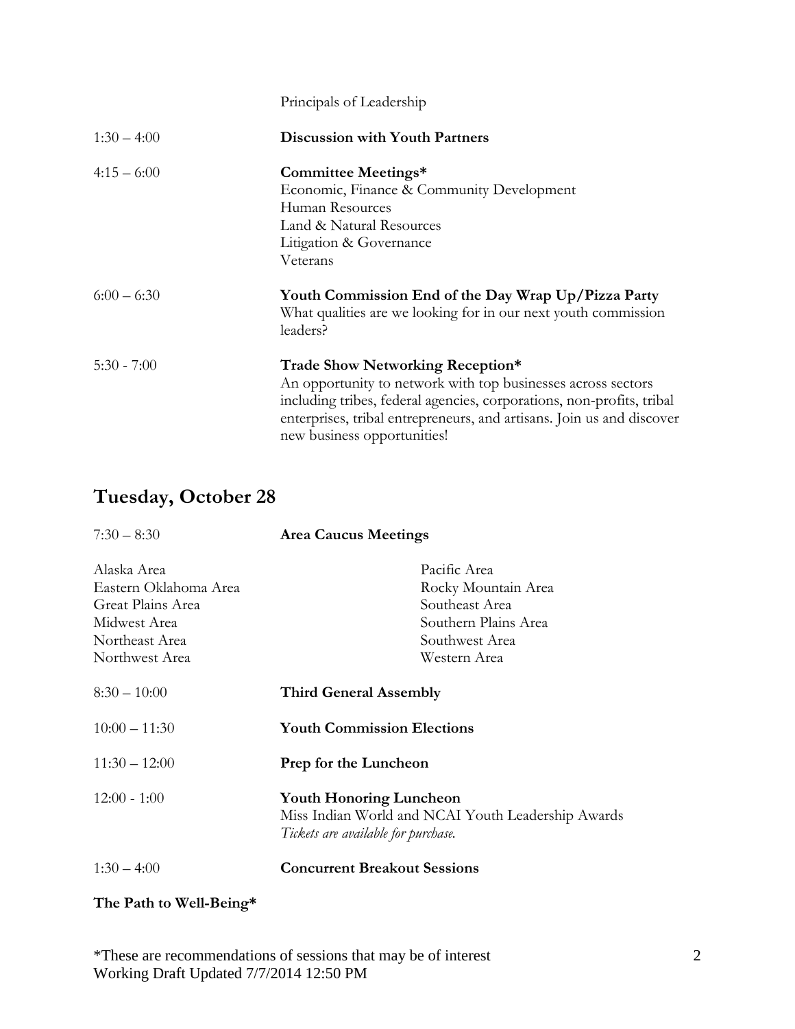Principals of Leadership

1:30 – 4:00 **Discussion with Youth Partners**

4:15 – 6:00 **Committee Meetings***
Economic, Finance & Community Development
Human Resources
Land & Natural Resources
Litigation & Governance
Veterans

6:00 – 6:30 **Youth Commission End of the Day Wrap Up/Pizza Party**
What qualities are we looking for in our next youth commission leaders?

5:30 - 7:00 **Trade Show Networking Reception***
An opportunity to network with top businesses across sectors including tribes, federal agencies, corporations, non-profits, tribal enterprises, tribal entrepreneurs, and artisans. Join us and discover new business opportunities!

## Tuesday, October 28

7:30 – 8:30 **Area Caucus Meetings**

Alaska Area
Eastern Oklahoma Area
Great Plains Area
Midwest Area
Northeast Area
Northwest Area
Pacific Area
Rocky Mountain Area
Southeast Area
Southern Plains Area
Southwest Area
Western Area

8:30 – 10:00 **Third General Assembly**

10:00 – 11:30 **Youth Commission Elections**

11:30 – 12:00 **Prep for the Luncheon**

12:00 - 1:00 **Youth Honoring Luncheon**
Miss Indian World and NCAI Youth Leadership Awards
*Tickets are available for purchase.*

1:30 – 4:00 **Concurrent Breakout Sessions**

**The Path to Well-Being***

*These are recommendations of sessions that may be of interest
Working Draft Updated 7/7/2014 12:50 PM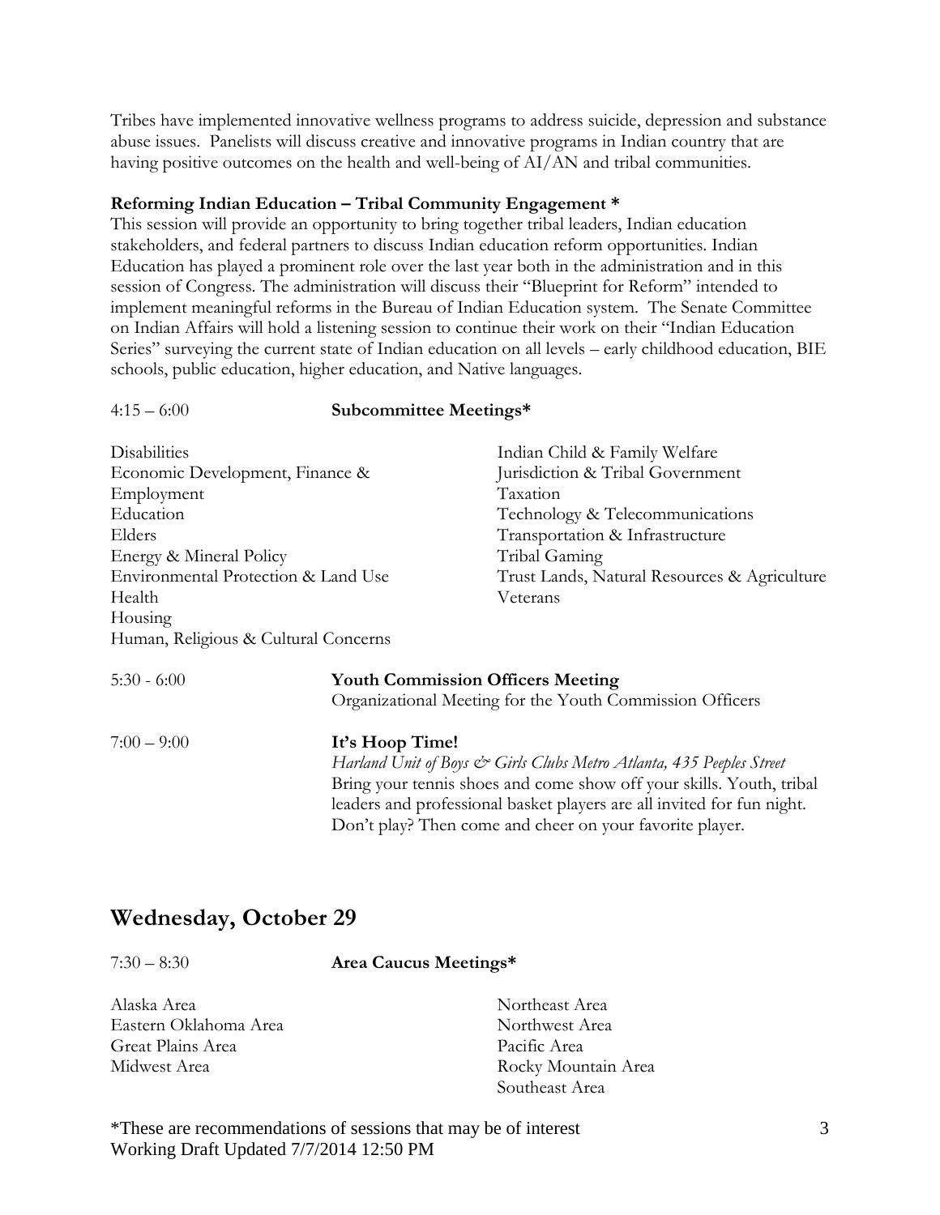Tribes have implemented innovative wellness programs to address suicide, depression and substance abuse issues. Panelists will discuss creative and innovative programs in Indian country that are having positive outcomes on the health and well-being of AI/AN and tribal communities.

**Reforming Indian Education – Tribal Community Engagement ***
This session will provide an opportunity to bring together tribal leaders, Indian education stakeholders, and federal partners to discuss Indian education reform opportunities. Indian Education has played a prominent role over the last year both in the administration and in this session of Congress. The administration will discuss their "Blueprint for Reform" intended to implement meaningful reforms in the Bureau of Indian Education system. The Senate Committee on Indian Affairs will hold a listening session to continue their work on their "Indian Education Series" surveying the current state of Indian education on all levels – early childhood education, BIE schools, public education, higher education, and Native languages.

4:15 – 6:00 **Subcommittee Meetings***

- Disabilities
- Economic Development, Finance & Employment
- Education
- Elders
- Energy & Mineral Policy
- Environmental Protection & Land Use
- Health
- Housing
- Human, Religious & Cultural Concerns
- Indian Child & Family Welfare
- Jurisdiction & Tribal Government
- Taxation
- Technology & Telecommunications
- Transportation & Infrastructure
- Tribal Gaming
- Trust Lands, Natural Resources & Agriculture
- Veterans

5:30 - 6:00 **Youth Commission Officers Meeting**
Organizational Meeting for the Youth Commission Officers

7:00 – 9:00 **It's Hoop Time!**
*Harland Unit of Boys & Girls Clubs Metro Atlanta, 435 Peeples Street*
Bring your tennis shoes and come show off your skills. Youth, tribal leaders and professional basket players are all invited for fun night. Don't play? Then come and cheer on your favorite player.

## Wednesday, October 29

7:30 – 8:30 **Area Caucus Meetings***

- Alaska Area
- Eastern Oklahoma Area
- Great Plains Area
- Midwest Area
- Northeast Area
- Northwest Area
- Pacific Area
- Rocky Mountain Area
- Southeast Area

*These are recommendations of sessions that may be of interest
Working Draft Updated 7/7/2014 12:50 PM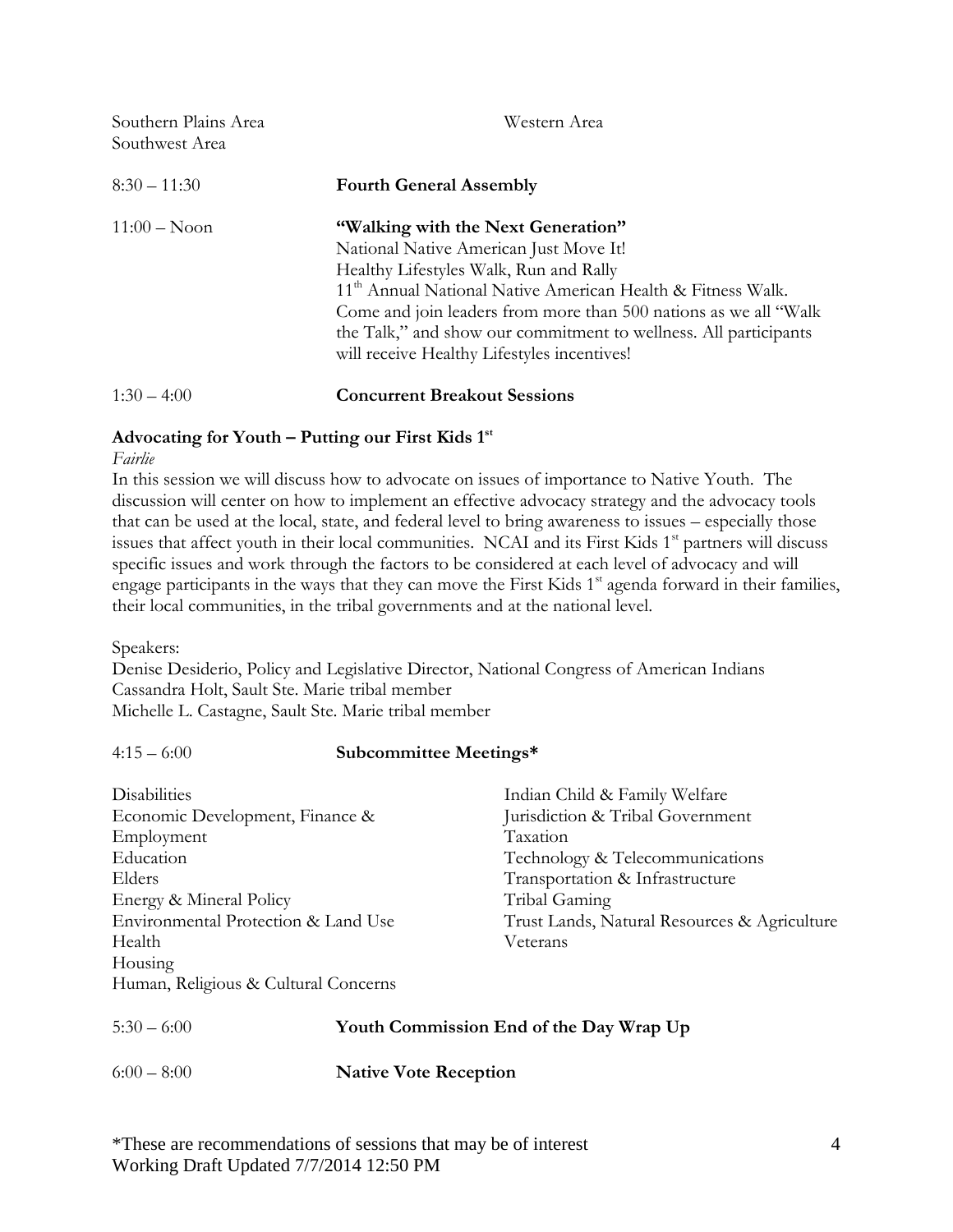Southern Plains Area
Southwest Area

Western Area

8:30 – 11:30 **Fourth General Assembly**

11:00 – Noon **"Walking with the Next Generation"**
National Native American Just Move It!
Healthy Lifestyles Walk, Run and Rally
11th Annual National Native American Health & Fitness Walk.
Come and join leaders from more than 500 nations as we all "Walk the Talk," and show our commitment to wellness. All participants will receive Healthy Lifestyles incentives!

1:30 – 4:00 **Concurrent Breakout Sessions**

**Advocating for Youth – Putting our First Kids 1st**
*Fairlie*
In this session we will discuss how to advocate on issues of importance to Native Youth. The discussion will center on how to implement an effective advocacy strategy and the advocacy tools that can be used at the local, state, and federal level to bring awareness to issues – especially those issues that affect youth in their local communities. NCAI and its First Kids 1st partners will discuss specific issues and work through the factors to be considered at each level of advocacy and will engage participants in the ways that they can move the First Kids 1st agenda forward in their families, their local communities, in the tribal governments and at the national level.

Speakers:
Denise Desiderio, Policy and Legislative Director, National Congress of American Indians
Cassandra Holt, Sault Ste. Marie tribal member
Michelle L. Castagne, Sault Ste. Marie tribal member

4:15 – 6:00 **Subcommittee Meetings***

Disabilities
Economic Development, Finance & Employment
Education
Elders
Energy & Mineral Policy
Environmental Protection & Land Use
Health
Housing
Human, Religious & Cultural Concerns
Indian Child & Family Welfare
Jurisdiction & Tribal Government
Taxation
Technology & Telecommunications
Transportation & Infrastructure
Tribal Gaming
Trust Lands, Natural Resources & Agriculture
Veterans

5:30 – 6:00 **Youth Commission End of the Day Wrap Up**

6:00 – 8:00 **Native Vote Reception**

*These are recommendations of sessions that may be of interest
Working Draft Updated 7/7/2014 12:50 PM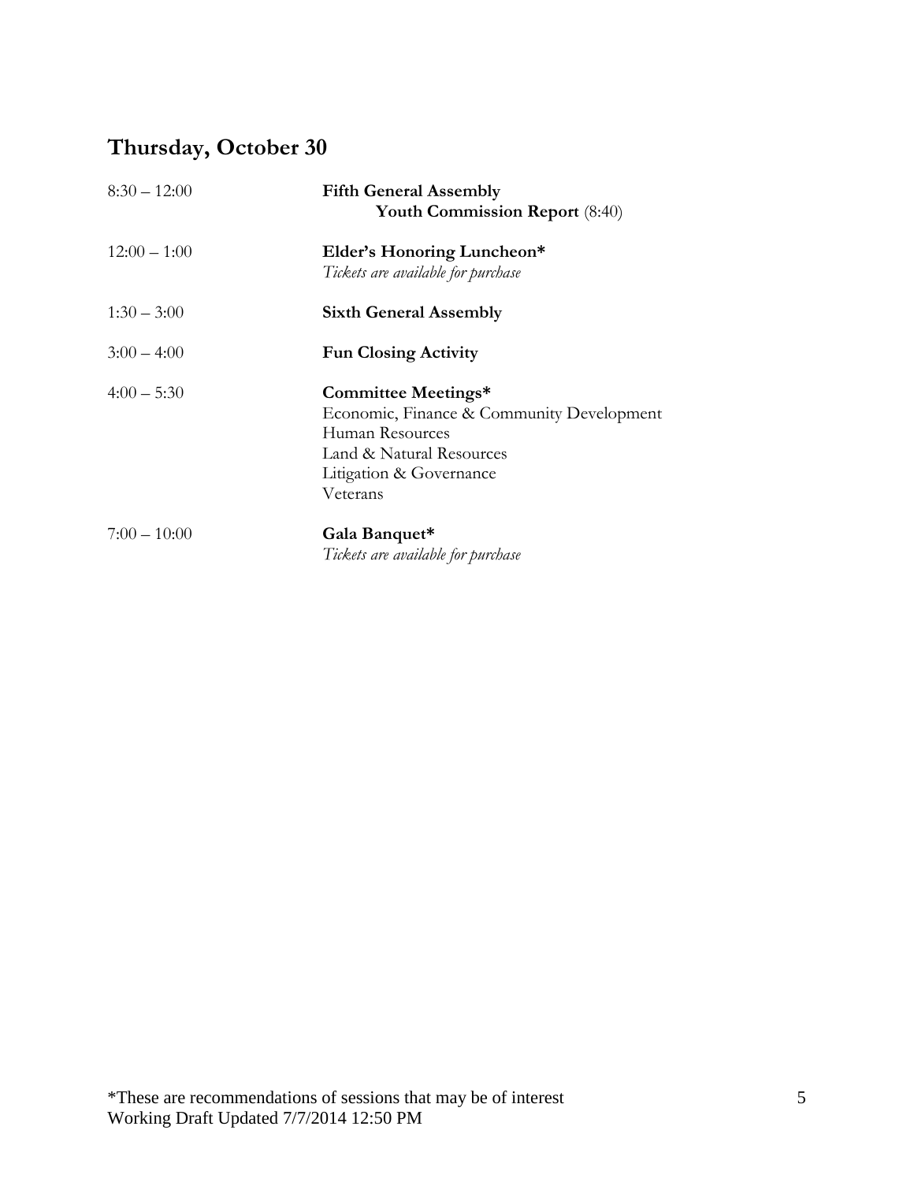## Thursday, October 30

| | |
|---|---|
| 8:30 – 12:00 | **Fifth General Assembly**<br>**Youth Commission Report** (8:40) |
| 12:00 – 1:00 | **Elder's Honoring Luncheon***<br>*Tickets are available for purchase* |
| 1:30 – 3:00 | **Sixth General Assembly** |
| 3:00 – 4:00 | **Fun Closing Activity** |
| 4:00 – 5:30 | **Committee Meetings***<br>Economic, Finance & Community Development<br>Human Resources<br>Land & Natural Resources<br>Litigation & Governance<br>Veterans |
| 7:00 – 10:00 | **Gala Banquet***<br>*Tickets are available for purchase* |

*These are recommendations of sessions that may be of interest
Working Draft Updated 7/7/2014 12:50 PM